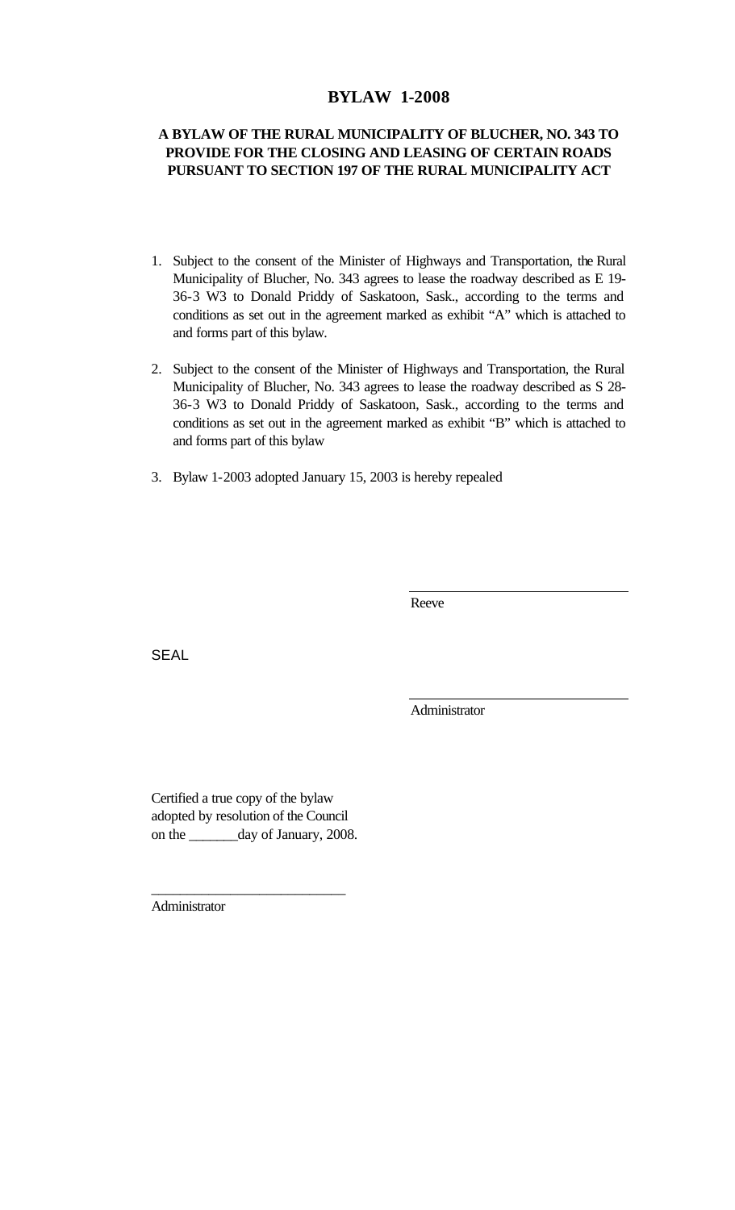# BYLAW 1-2008

## A BYLAW OF THE RURAL MUNICIPALITY OF BLUCHER, NO. 343 TO PROVIDE FOR THE CLOSING AND LEASING OF CERTAIN ROADS PURSUANT TO SECTION 197 OF THE RURAL MUNICIPALITY ACT

1. Subject to the consent of the Minister of Highways and Transportation, the Rural Municipality of Blucher, No. 343 agrees to lease the roadway described as E 19-36-3 W3 to Donald Priddy of Saskatoon, Sask., according to the terms and conditions as set out in the agreement marked as exhibit "A" which is attached to and forms part of this bylaw.

2. Subject to the consent of the Minister of Highways and Transportation, the Rural Municipality of Blucher, No. 343 agrees to lease the roadway described as S 28-36-3 W3 to Donald Priddy of Saskatoon, Sask., according to the terms and conditions as set out in the agreement marked as exhibit "B" which is attached to and forms part of this bylaw

3. Bylaw 1-2003 adopted January 15, 2003 is hereby repealed

\_\_\_\_\_\_\_\_\_\_\_\_\_\_\_\_\_\_\_\_\_\_\_\_\_\_\_\_
Reeve

SEAL

\_\_\_\_\_\_\_\_\_\_\_\_\_\_\_\_\_\_\_\_\_\_\_\_\_\_\_\_
Administrator

Certified a true copy of the bylaw adopted by resolution of the Council on the \_\_\_\_\_\_\_day of January, 2008.

\_\_\_\_\_\_\_\_\_\_\_\_\_\_\_\_\_\_\_\_\_\_\_\_\_\_\_\_
Administrator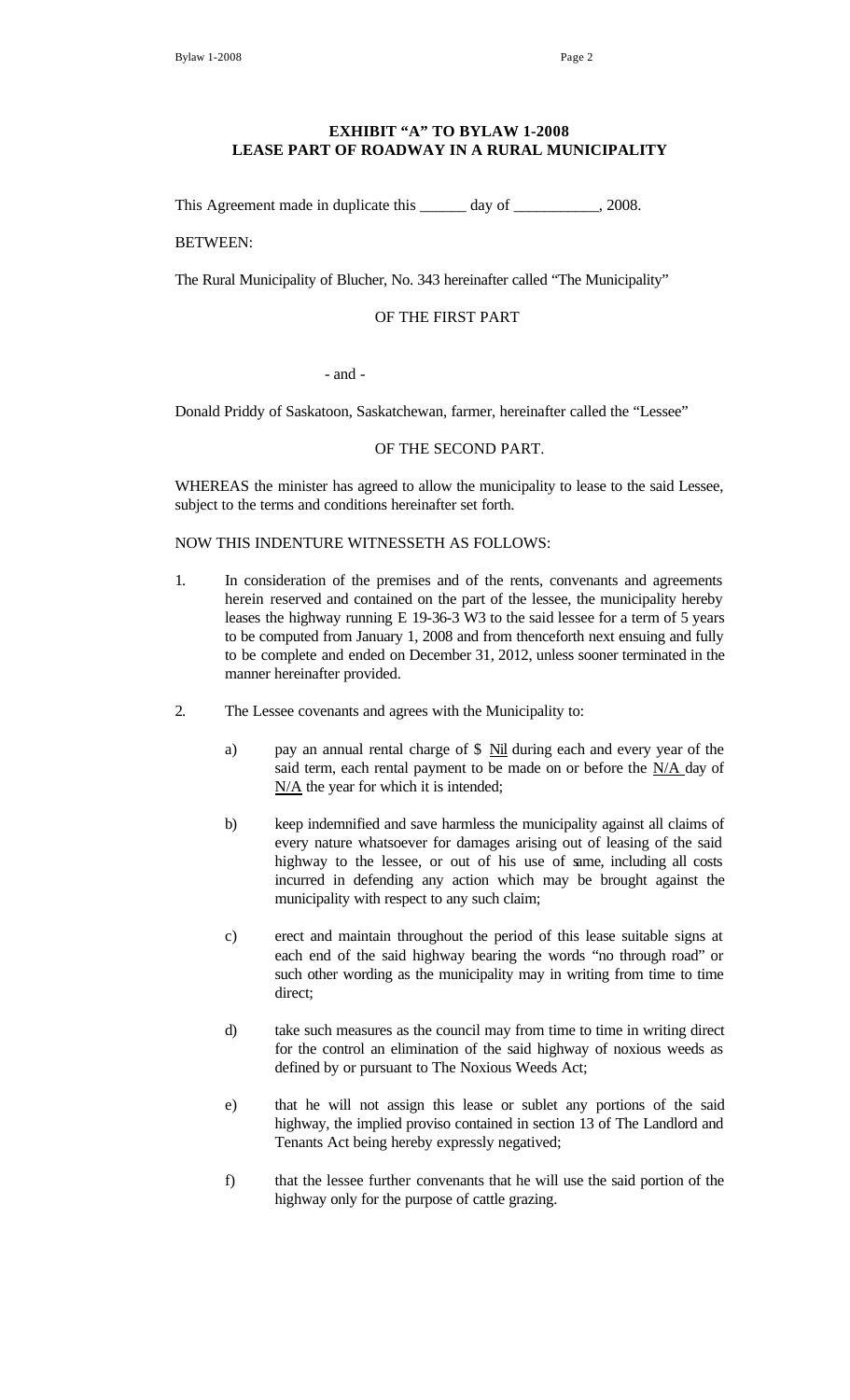## EXHIBIT "A" TO BYLAW 1-2008
## LEASE PART OF ROADWAY IN A RURAL MUNICIPALITY

This Agreement made in duplicate this ______ day of ___________, 2008.

BETWEEN:

The Rural Municipality of Blucher, No. 343 hereinafter called "The Municipality"

OF THE FIRST PART

- and -

Donald Priddy of Saskatoon, Saskatchewan, farmer, hereinafter called the "Lessee"

OF THE SECOND PART.

WHEREAS the minister has agreed to allow the municipality to lease to the said Lessee, subject to the terms and conditions hereinafter set forth.

NOW THIS INDENTURE WITNESSETH AS FOLLOWS:

1. In consideration of the premises and of the rents, convenants and agreements herein reserved and contained on the part of the lessee, the municipality hereby leases the highway running E 19-36-3 W3 to the said lessee for a term of 5 years to be computed from January 1, 2008 and from thenceforth next ensuing and fully to be complete and ended on December 31, 2012, unless sooner terminated in the manner hereinafter provided.

2. The Lessee covenants and agrees with the Municipality to:

   a) pay an annual rental charge of $ Nil during each and every year of the said term, each rental payment to be made on or before the N/A day of N/A the year for which it is intended;

   b) keep indemnified and save harmless the municipality against all claims of every nature whatsoever for damages arising out of leasing of the said highway to the lessee, or out of his use of same, including all costs incurred in defending any action which may be brought against the municipality with respect to any such claim;

   c) erect and maintain throughout the period of this lease suitable signs at each end of the said highway bearing the words "no through road" or such other wording as the municipality may in writing from time to time direct;

   d) take such measures as the council may from time to time in writing direct for the control an elimination of the said highway of noxious weeds as defined by or pursuant to The Noxious Weeds Act;

   e) that he will not assign this lease or sublet any portions of the said highway, the implied proviso contained in section 13 of The Landlord and Tenants Act being hereby expressly negatived;

   f) that the lessee further convenants that he will use the said portion of the highway only for the purpose of cattle grazing.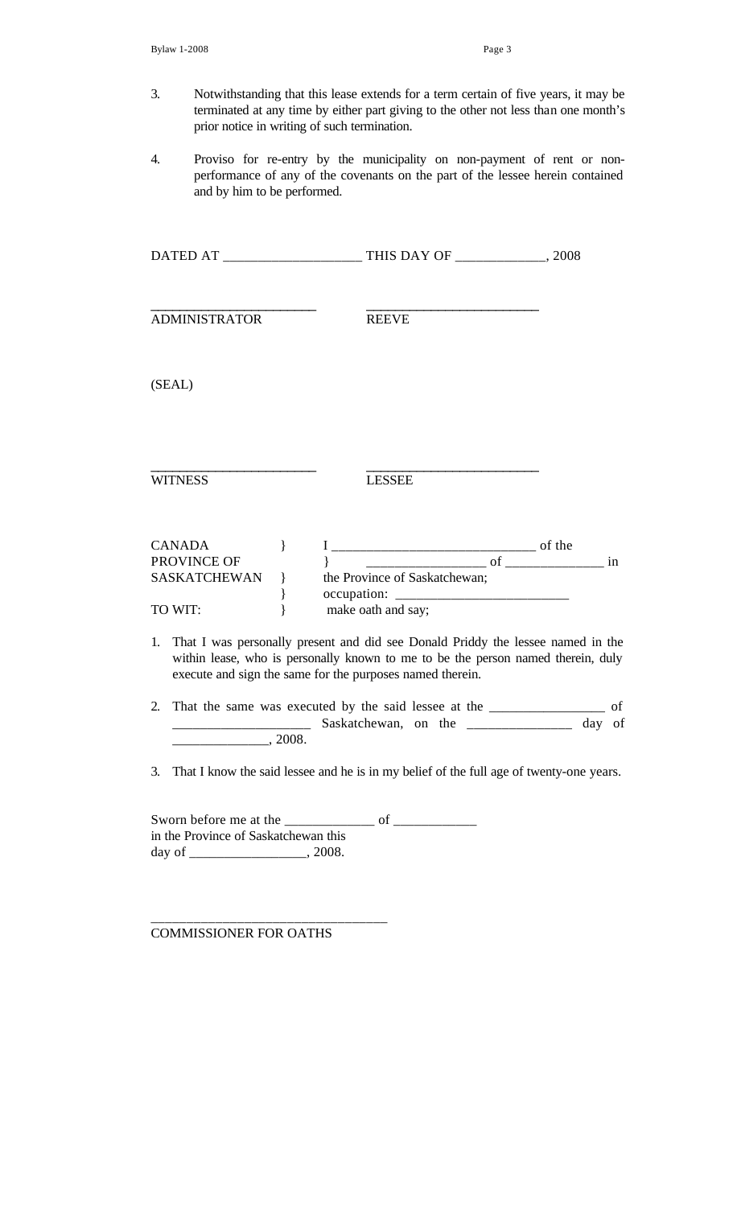3. Notwithstanding that this lease extends for a term certain of five years, it may be terminated at any time by either part giving to the other not less than one month's prior notice in writing of such termination.

4. Proviso for re-entry by the municipality on non-payment of rent or non-performance of any of the covenants on the part of the lessee herein contained and by him to be performed.

DATED AT ____________________ THIS DAY OF _____________, 2008

________________________ &nbsp;&nbsp;&nbsp;&nbsp;&nbsp;&nbsp;&nbsp;&nbsp; ________________________
ADMINISTRATOR &nbsp;&nbsp;&nbsp;&nbsp;&nbsp;&nbsp;&nbsp;&nbsp; REEVE

(SEAL)

________________________ &nbsp;&nbsp;&nbsp;&nbsp;&nbsp;&nbsp;&nbsp;&nbsp; ________________________
WITNESS &nbsp;&nbsp;&nbsp;&nbsp;&nbsp;&nbsp;&nbsp;&nbsp; LESSEE

| | | |
|---|---|---|
| CANADA | } | I ______________________________ of the |
| PROVINCE OF | } | __________________ of ______________ in |
| SASKATCHEWAN | } | the Province of Saskatchewan; |
| | } | occupation: _________________________ |
| TO WIT: | } | make oath and say; |

1. That I was personally present and did see Donald Priddy the lessee named in the within lease, who is personally known to me to be the person named therein, duly execute and sign the same for the purposes named therein.

2. That the same was executed by the said lessee at the _________________ of ____________________ Saskatchewan, on the _______________ day of ______________, 2008.

3. That I know the said lessee and he is in my belief of the full age of twenty-one years.

Sworn before me at the _____________ of ____________
in the Province of Saskatchewan this
day of _________________, 2008.

__________________________________
COMMISSIONER FOR OATHS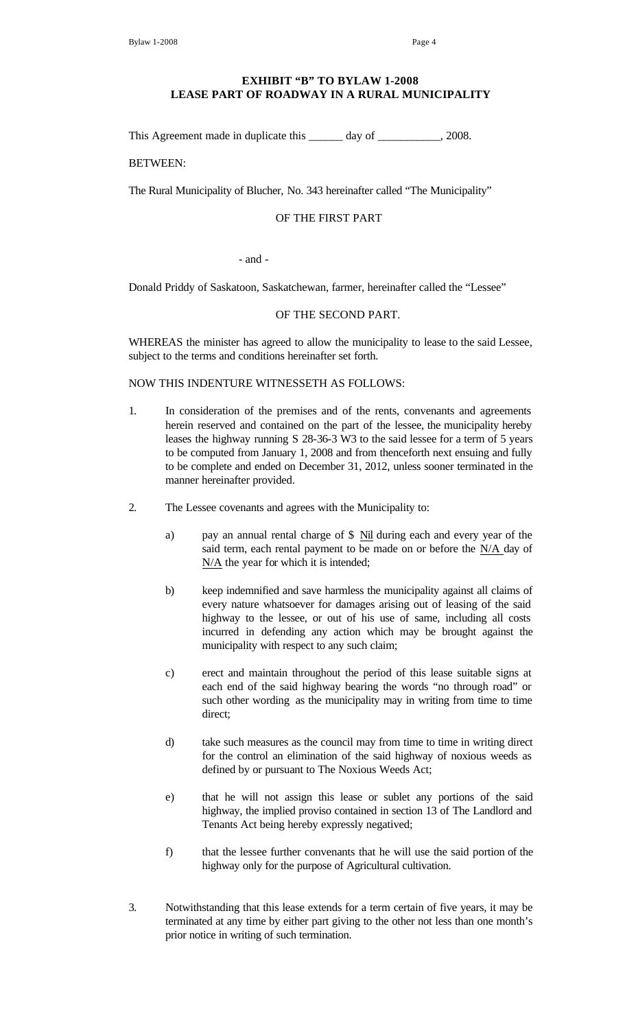**EXHIBIT "B" TO BYLAW 1-2008**
**LEASE PART OF ROADWAY IN A RURAL MUNICIPALITY**

This Agreement made in duplicate this ______ day of ___________, 2008.

BETWEEN:

The Rural Municipality of Blucher, No. 343 hereinafter called "The Municipality"

OF THE FIRST PART

- and -

Donald Priddy of Saskatoon, Saskatchewan, farmer, hereinafter called the "Lessee"

OF THE SECOND PART.

WHEREAS the minister has agreed to allow the municipality to lease to the said Lessee, subject to the terms and conditions hereinafter set forth.

NOW THIS INDENTURE WITNESSETH AS FOLLOWS:

1. In consideration of the premises and of the rents, convenants and agreements herein reserved and contained on the part of the lessee, the municipality hereby leases the highway running S 28-36-3 W3 to the said lessee for a term of 5 years to be computed from January 1, 2008 and from thenceforth next ensuing and fully to be complete and ended on December 31, 2012, unless sooner terminated in the manner hereinafter provided.

2. The Lessee covenants and agrees with the Municipality to:

   a) pay an annual rental charge of $ Nil during each and every year of the said term, each rental payment to be made on or before the N/A day of N/A the year for which it is intended;

   b) keep indemnified and save harmless the municipality against all claims of every nature whatsoever for damages arising out of leasing of the said highway to the lessee, or out of his use of same, including all costs incurred in defending any action which may be brought against the municipality with respect to any such claim;

   c) erect and maintain throughout the period of this lease suitable signs at each end of the said highway bearing the words "no through road" or such other wording as the municipality may in writing from time to time direct;

   d) take such measures as the council may from time to time in writing direct for the control an elimination of the said highway of noxious weeds as defined by or pursuant to The Noxious Weeds Act;

   e) that he will not assign this lease or sublet any portions of the said highway, the implied proviso contained in section 13 of The Landlord and Tenants Act being hereby expressly negatived;

   f) that the lessee further convenants that he will use the said portion of the highway only for the purpose of Agricultural cultivation.

3. Notwithstanding that this lease extends for a term certain of five years, it may be terminated at any time by either part giving to the other not less than one month's prior notice in writing of such termination.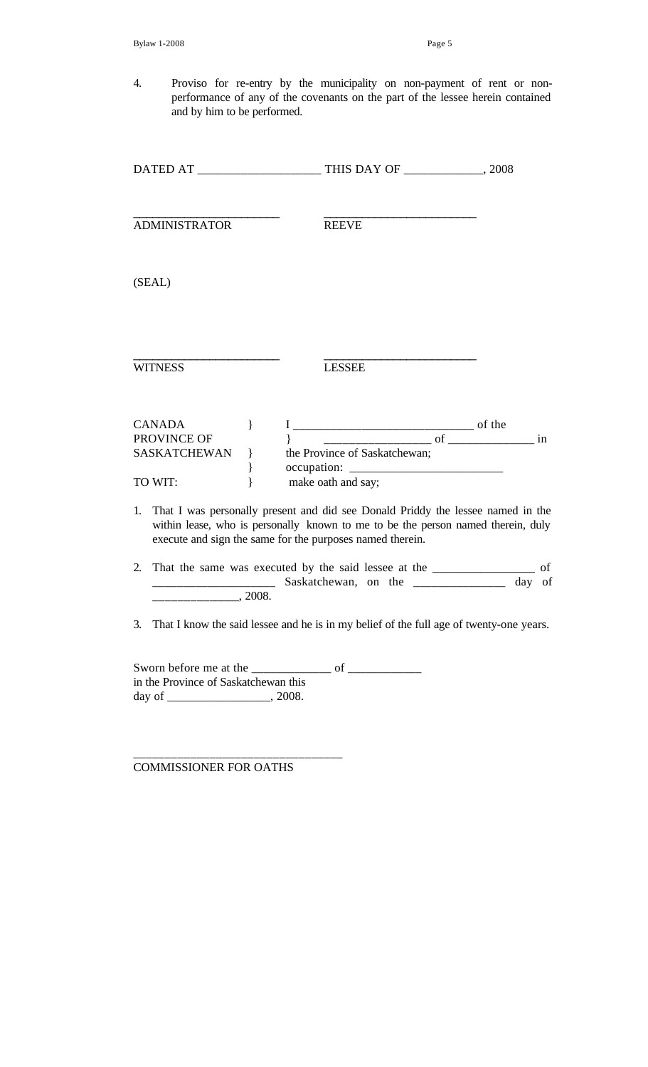4. Proviso for re-entry by the municipality on non-payment of rent or non-performance of any of the covenants on the part of the lessee herein contained and by him to be performed.

DATED AT ____________________ THIS DAY OF _____________, 2008

________________________ &nbsp;&nbsp;&nbsp;&nbsp;&nbsp;&nbsp;&nbsp; _________________________
ADMINISTRATOR &nbsp;&nbsp;&nbsp;&nbsp;&nbsp;&nbsp;&nbsp;&nbsp;&nbsp;&nbsp;&nbsp;&nbsp;&nbsp;&nbsp;&nbsp;&nbsp; REEVE

(SEAL)

________________________ &nbsp;&nbsp;&nbsp;&nbsp;&nbsp;&nbsp;&nbsp; _________________________
WITNESS &nbsp;&nbsp;&nbsp;&nbsp;&nbsp;&nbsp;&nbsp;&nbsp;&nbsp;&nbsp;&nbsp;&nbsp;&nbsp;&nbsp;&nbsp;&nbsp;&nbsp;&nbsp;&nbsp;&nbsp;&nbsp;&nbsp;&nbsp;&nbsp;&nbsp;&nbsp;&nbsp; LESSEE

| | | |
|---|---|---|
| CANADA | } | I ______________________________ of the |
| PROVINCE OF | } | _________________ of ______________ in |
| SASKATCHEWAN | } | the Province of Saskatchewan; |
| | } | occupation: _________________________ |
| TO WIT: | } | make oath and say; |

1. That I was personally present and did see Donald Priddy the lessee named in the within lease, who is personally known to me to be the person named therein, duly execute and sign the same for the purposes named therein.

2. That the same was executed by the said lessee at the _________________ of ____________________ Saskatchewan, on the _______________ day of ______________, 2008.

3. That I know the said lessee and he is in my belief of the full age of twenty-one years.

Sworn before me at the _____________ of ____________
in the Province of Saskatchewan this
day of _________________, 2008.

__________________________________
COMMISSIONER FOR OATHS